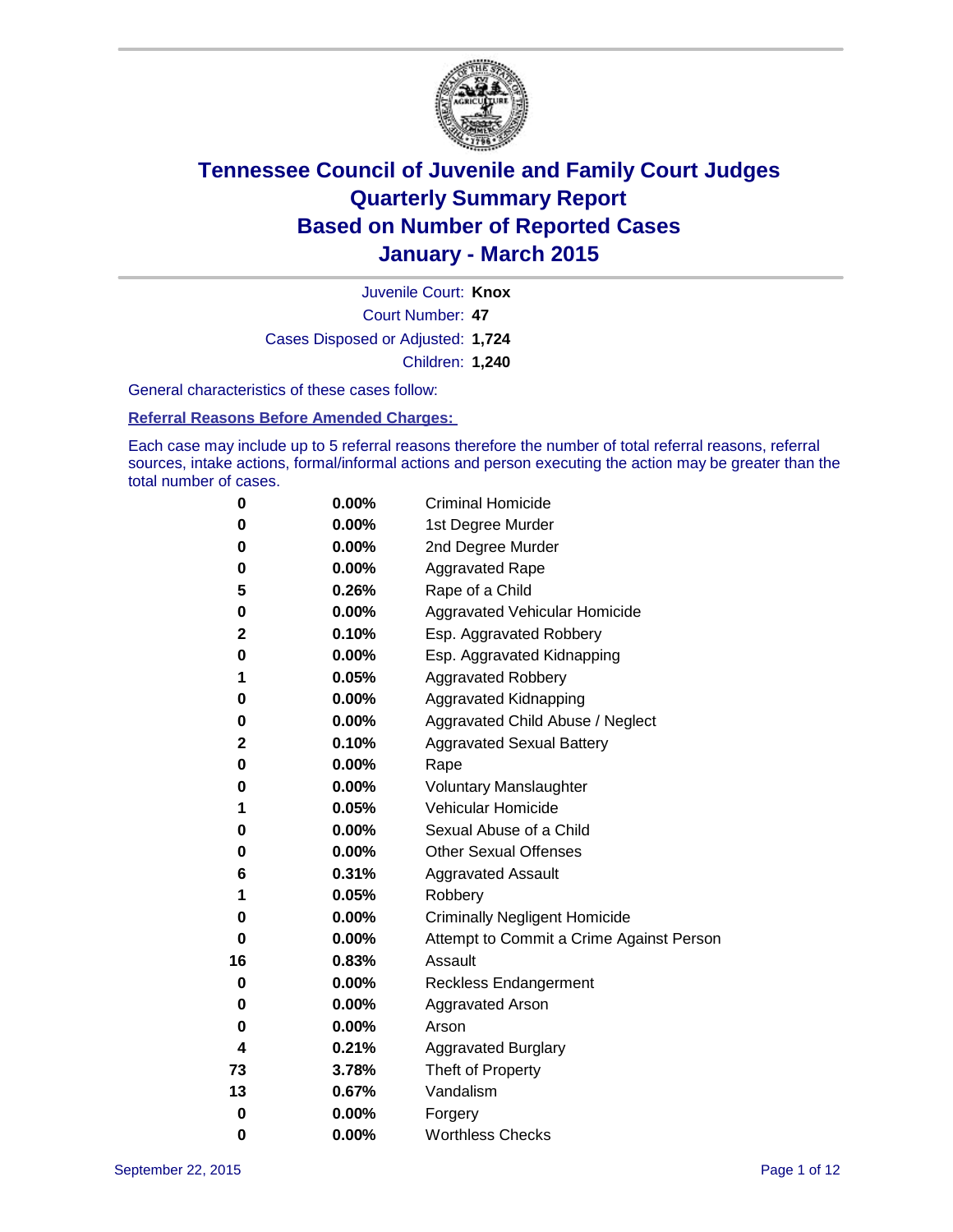# Tennessee Council of Juvenile and Family Court Judges
## Quarterly Summary Report
## Based on Number of Reported Cases
## January - March 2015

Juvenile Court: **Knox**

Court Number: **47**

Cases Disposed or Adjusted: **1,724**

Children: **1,240**

General characteristics of these cases follow:

**Referral Reasons Before Amended Charges:**

Each case may include up to 5 referral reasons therefore the number of total referral reasons, referral sources, intake actions, formal/informal actions and person executing the action may be greater than the total number of cases.

| | | |
|---|---|---|
| 0 | 0.00% | Criminal Homicide |
| 0 | 0.00% | 1st Degree Murder |
| 0 | 0.00% | 2nd Degree Murder |
| 0 | 0.00% | Aggravated Rape |
| 5 | 0.26% | Rape of a Child |
| 0 | 0.00% | Aggravated Vehicular Homicide |
| 2 | 0.10% | Esp. Aggravated Robbery |
| 0 | 0.00% | Esp. Aggravated Kidnapping |
| 1 | 0.05% | Aggravated Robbery |
| 0 | 0.00% | Aggravated Kidnapping |
| 0 | 0.00% | Aggravated Child Abuse / Neglect |
| 2 | 0.10% | Aggravated Sexual Battery |
| 0 | 0.00% | Rape |
| 0 | 0.00% | Voluntary Manslaughter |
| 1 | 0.05% | Vehicular Homicide |
| 0 | 0.00% | Sexual Abuse of a Child |
| 0 | 0.00% | Other Sexual Offenses |
| 6 | 0.31% | Aggravated Assault |
| 1 | 0.05% | Robbery |
| 0 | 0.00% | Criminally Negligent Homicide |
| 0 | 0.00% | Attempt to Commit a Crime Against Person |
| 16 | 0.83% | Assault |
| 0 | 0.00% | Reckless Endangerment |
| 0 | 0.00% | Aggravated Arson |
| 0 | 0.00% | Arson |
| 4 | 0.21% | Aggravated Burglary |
| 73 | 3.78% | Theft of Property |
| 13 | 0.67% | Vandalism |
| 0 | 0.00% | Forgery |
| 0 | 0.00% | Worthless Checks |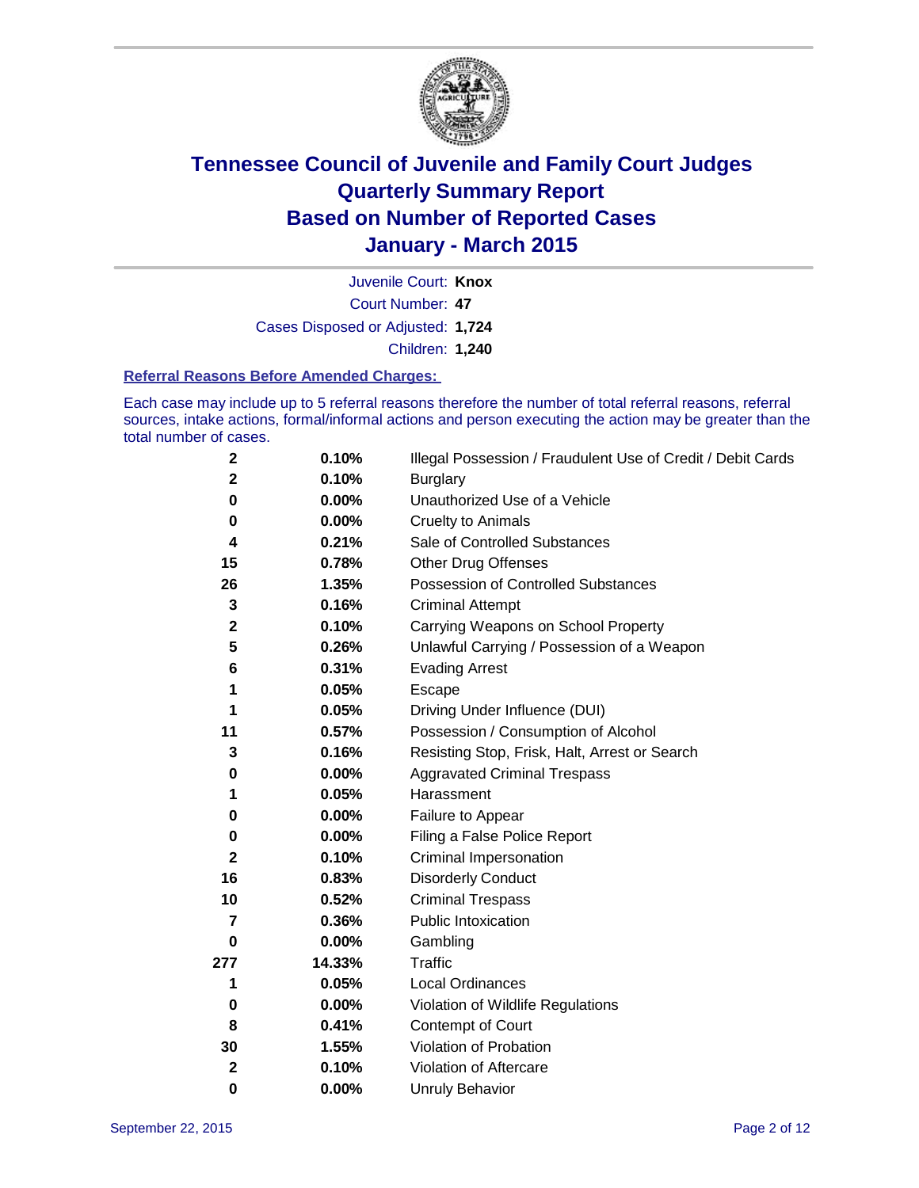# Tennessee Council of Juvenile and Family Court Judges
# Quarterly Summary Report
# Based on Number of Reported Cases
# January - March 2015

Juvenile Court: **Knox**

Court Number: **47**

Cases Disposed or Adjusted: **1,724**

Children: **1,240**

### Referral Reasons Before Amended Charges:

Each case may include up to 5 referral reasons therefore the number of total referral reasons, referral sources, intake actions, formal/informal actions and person executing the action may be greater than the total number of cases.

| | | |
|---|---|---|
| **2** | **0.10%** | Illegal Possession / Fraudulent Use of Credit / Debit Cards |
| **2** | **0.10%** | Burglary |
| **0** | **0.00%** | Unauthorized Use of a Vehicle |
| **0** | **0.00%** | Cruelty to Animals |
| **4** | **0.21%** | Sale of Controlled Substances |
| **15** | **0.78%** | Other Drug Offenses |
| **26** | **1.35%** | Possession of Controlled Substances |
| **3** | **0.16%** | Criminal Attempt |
| **2** | **0.10%** | Carrying Weapons on School Property |
| **5** | **0.26%** | Unlawful Carrying / Possession of a Weapon |
| **6** | **0.31%** | Evading Arrest |
| **1** | **0.05%** | Escape |
| **1** | **0.05%** | Driving Under Influence (DUI) |
| **11** | **0.57%** | Possession / Consumption of Alcohol |
| **3** | **0.16%** | Resisting Stop, Frisk, Halt, Arrest or Search |
| **0** | **0.00%** | Aggravated Criminal Trespass |
| **1** | **0.05%** | Harassment |
| **0** | **0.00%** | Failure to Appear |
| **0** | **0.00%** | Filing a False Police Report |
| **2** | **0.10%** | Criminal Impersonation |
| **16** | **0.83%** | Disorderly Conduct |
| **10** | **0.52%** | Criminal Trespass |
| **7** | **0.36%** | Public Intoxication |
| **0** | **0.00%** | Gambling |
| **277** | **14.33%** | Traffic |
| **1** | **0.05%** | Local Ordinances |
| **0** | **0.00%** | Violation of Wildlife Regulations |
| **8** | **0.41%** | Contempt of Court |
| **30** | **1.55%** | Violation of Probation |
| **2** | **0.10%** | Violation of Aftercare |
| **0** | **0.00%** | Unruly Behavior |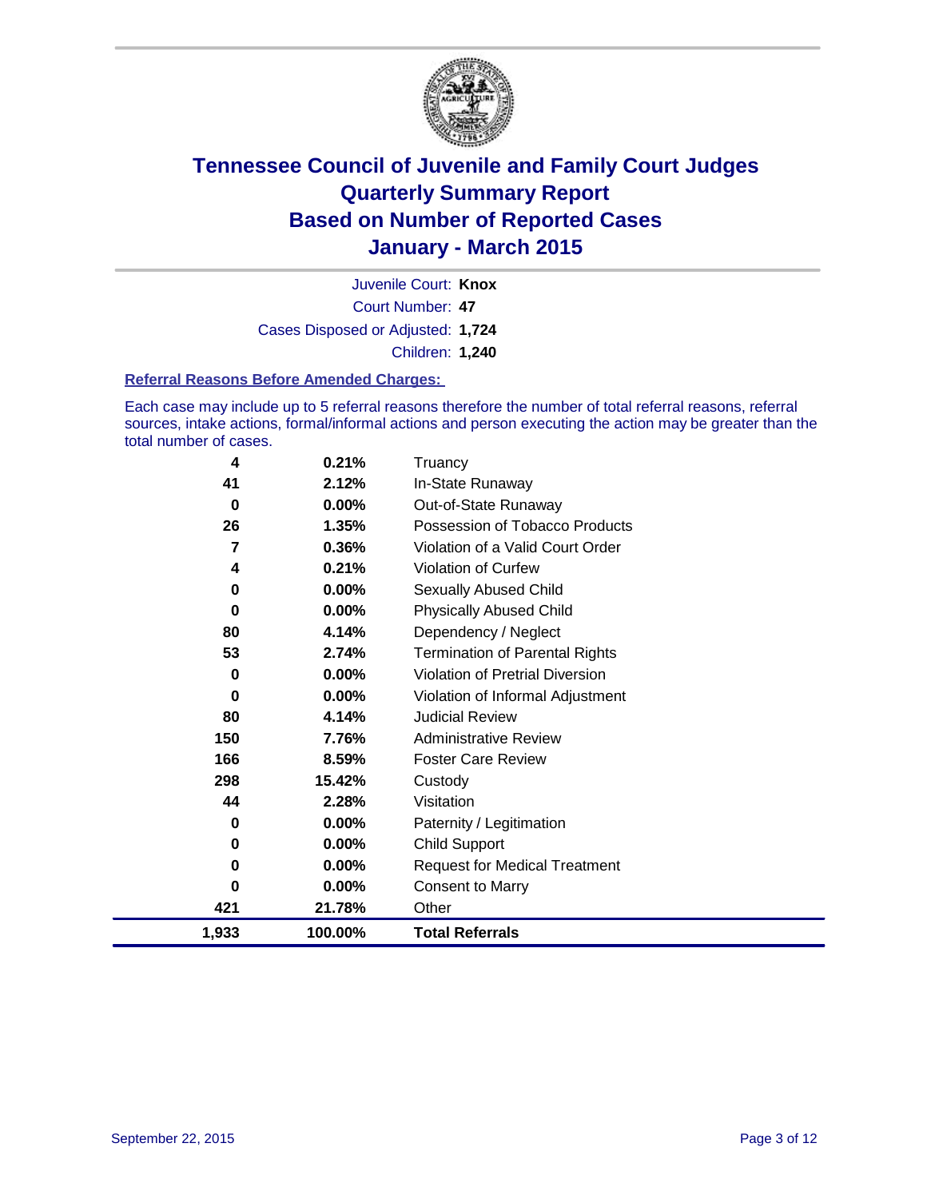# Tennessee Council of Juvenile and Family Court Judges
## Quarterly Summary Report
## Based on Number of Reported Cases
## January - March 2015

Juvenile Court: **Knox**

Court Number: **47**

Cases Disposed or Adjusted: **1,724**

Children: **1,240**

### Referral Reasons Before Amended Charges:

Each case may include up to 5 referral reasons therefore the number of total referral reasons, referral sources, intake actions, formal/informal actions and person executing the action may be greater than the total number of cases.

| Count | Percent | Referral Reason |
|---|---|---|
| 4 | 0.21% | Truancy |
| 41 | 2.12% | In-State Runaway |
| 0 | 0.00% | Out-of-State Runaway |
| 26 | 1.35% | Possession of Tobacco Products |
| 7 | 0.36% | Violation of a Valid Court Order |
| 4 | 0.21% | Violation of Curfew |
| 0 | 0.00% | Sexually Abused Child |
| 0 | 0.00% | Physically Abused Child |
| 80 | 4.14% | Dependency / Neglect |
| 53 | 2.74% | Termination of Parental Rights |
| 0 | 0.00% | Violation of Pretrial Diversion |
| 0 | 0.00% | Violation of Informal Adjustment |
| 80 | 4.14% | Judicial Review |
| 150 | 7.76% | Administrative Review |
| 166 | 8.59% | Foster Care Review |
| 298 | 15.42% | Custody |
| 44 | 2.28% | Visitation |
| 0 | 0.00% | Paternity / Legitimation |
| 0 | 0.00% | Child Support |
| 0 | 0.00% | Request for Medical Treatment |
| 0 | 0.00% | Consent to Marry |
| 421 | 21.78% | Other |
| **1,933** | **100.00%** | **Total Referrals** |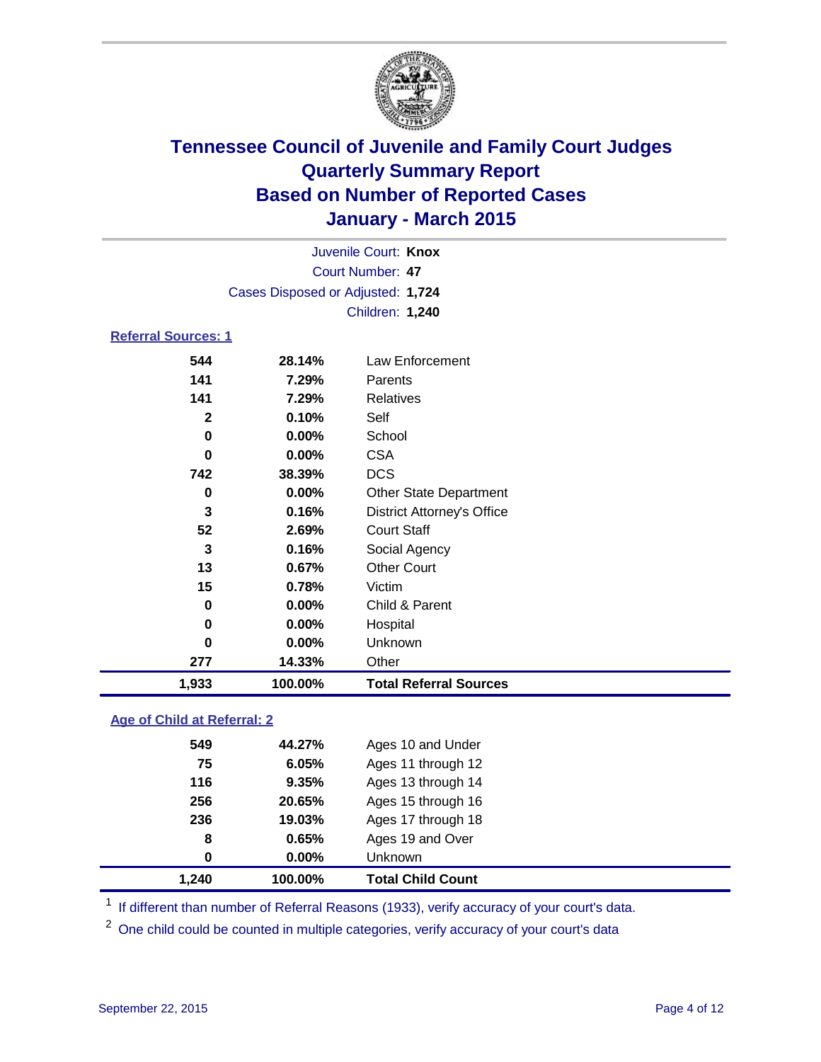# Tennessee Council of Juvenile and Family Court Judges
# Quarterly Summary Report
# Based on Number of Reported Cases
# January - March 2015

Juvenile Court: **Knox**
Court Number: **47**
Cases Disposed or Adjusted: **1,724**
Children: **1,240**

## Referral Sources: 1

| | | |
|---|---|---|
| **544** | **28.14%** | Law Enforcement |
| **141** | **7.29%** | Parents |
| **141** | **7.29%** | Relatives |
| **2** | **0.10%** | Self |
| **0** | **0.00%** | School |
| **0** | **0.00%** | CSA |
| **742** | **38.39%** | DCS |
| **0** | **0.00%** | Other State Department |
| **3** | **0.16%** | District Attorney's Office |
| **52** | **2.69%** | Court Staff |
| **3** | **0.16%** | Social Agency |
| **13** | **0.67%** | Other Court |
| **15** | **0.78%** | Victim |
| **0** | **0.00%** | Child & Parent |
| **0** | **0.00%** | Hospital |
| **0** | **0.00%** | Unknown |
| **277** | **14.33%** | Other |
| **1,933** | **100.00%** | **Total Referral Sources** |

## Age of Child at Referral: 2

| | | |
|---|---|---|
| **549** | **44.27%** | Ages 10 and Under |
| **75** | **6.05%** | Ages 11 through 12 |
| **116** | **9.35%** | Ages 13 through 14 |
| **256** | **20.65%** | Ages 15 through 16 |
| **236** | **19.03%** | Ages 17 through 18 |
| **8** | **0.65%** | Ages 19 and Over |
| **0** | **0.00%** | Unknown |
| **1,240** | **100.00%** | **Total Child Count** |

[1] If different than number of Referral Reasons (1933), verify accuracy of your court's data.

[2] One child could be counted in multiple categories, verify accuracy of your court's data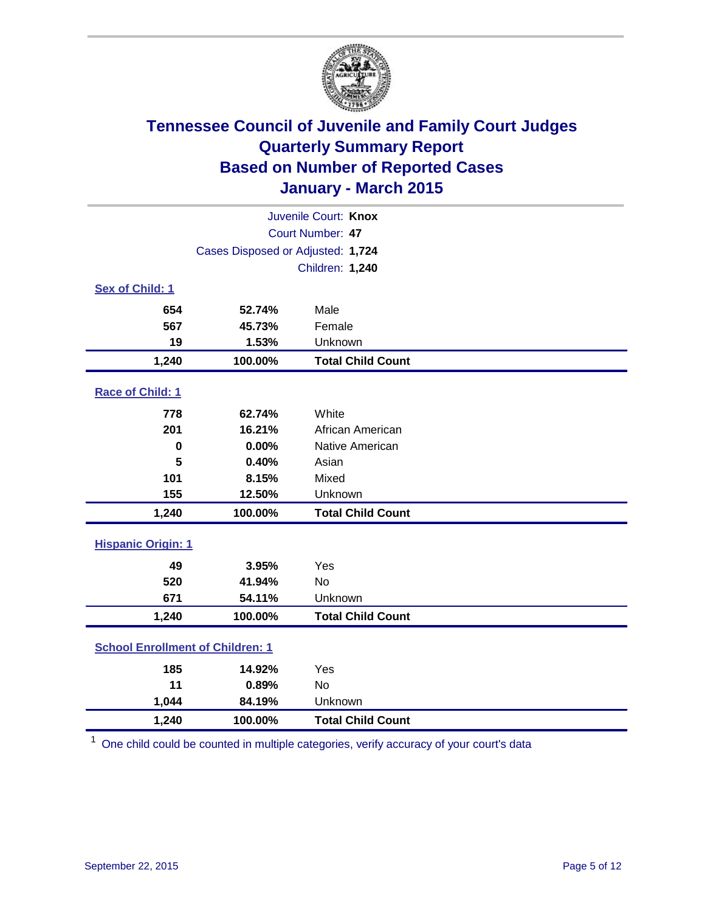# Tennessee Council of Juvenile and Family Court Judges
## Quarterly Summary Report
## Based on Number of Reported Cases
## January - March 2015

Juvenile Court: **Knox**
Court Number: **47**
Cases Disposed or Adjusted: **1,724**
Children: **1,240**

### Sex of Child: 1

| Count | Percent | Category |
|---|---|---|
| 654 | 52.74% | Male |
| 567 | 45.73% | Female |
| 19 | 1.53% | Unknown |
| **1,240** | **100.00%** | **Total Child Count** |

### Race of Child: 1

| Count | Percent | Category |
|---|---|---|
| 778 | 62.74% | White |
| 201 | 16.21% | African American |
| 0 | 0.00% | Native American |
| 5 | 0.40% | Asian |
| 101 | 8.15% | Mixed |
| 155 | 12.50% | Unknown |
| **1,240** | **100.00%** | **Total Child Count** |

### Hispanic Origin: 1

| Count | Percent | Category |
|---|---|---|
| 49 | 3.95% | Yes |
| 520 | 41.94% | No |
| 671 | 54.11% | Unknown |
| **1,240** | **100.00%** | **Total Child Count** |

### School Enrollment of Children: 1

| Count | Percent | Category |
|---|---|---|
| 185 | 14.92% | Yes |
| 11 | 0.89% | No |
| 1,044 | 84.19% | Unknown |
| **1,240** | **100.00%** | **Total Child Count** |

[1] One child could be counted in multiple categories, verify accuracy of your court's data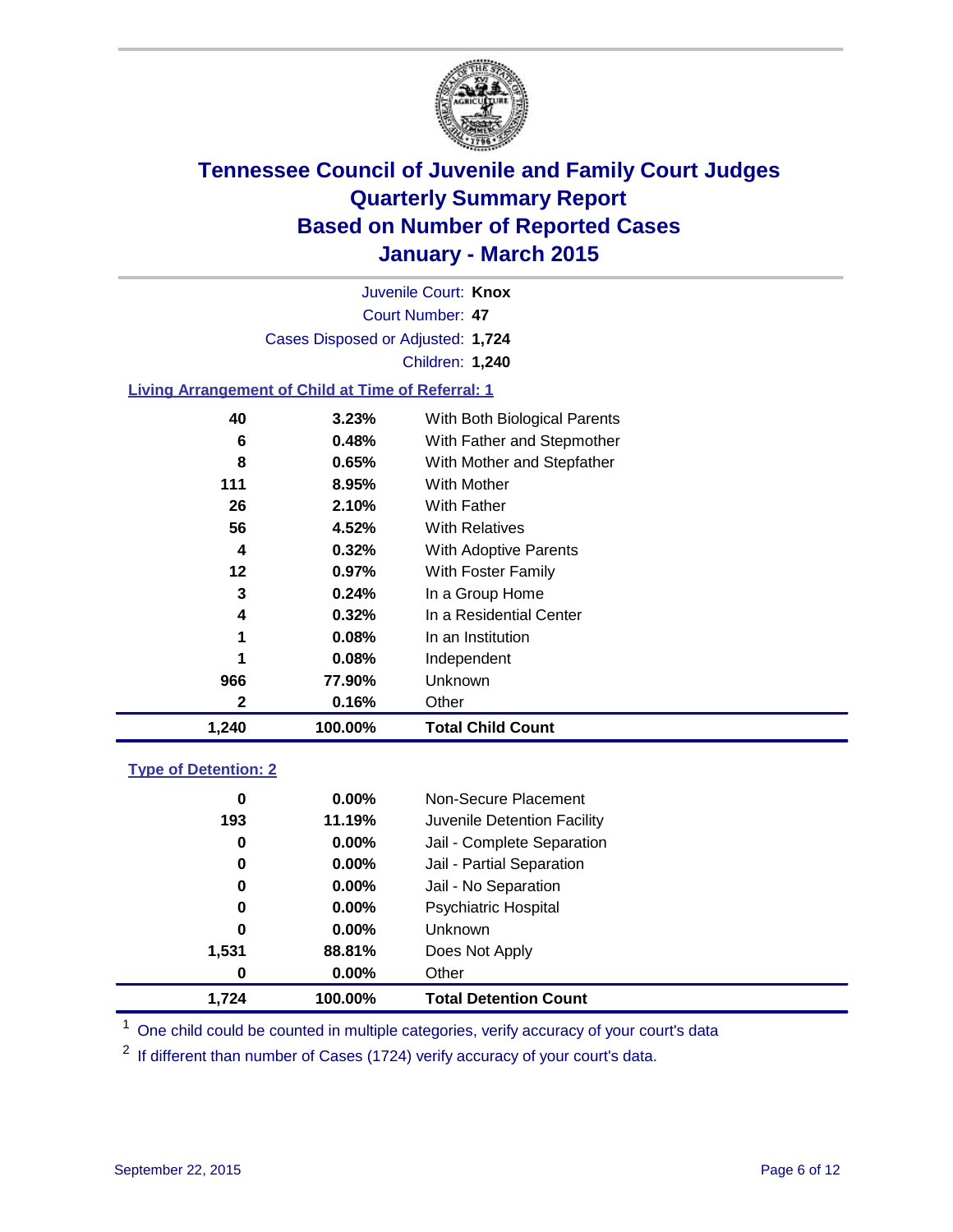# Tennessee Council of Juvenile and Family Court Judges
# Quarterly Summary Report
# Based on Number of Reported Cases
# January - March 2015

Juvenile Court: **Knox**

Court Number: **47**

Cases Disposed or Adjusted: **1,724**

Children: **1,240**

## Living Arrangement of Child at Time of Referral: 1

| Count | Percent | Living Arrangement |
|---|---|---|
| 40 | 3.23% | With Both Biological Parents |
| 6 | 0.48% | With Father and Stepmother |
| 8 | 0.65% | With Mother and Stepfather |
| 111 | 8.95% | With Mother |
| 26 | 2.10% | With Father |
| 56 | 4.52% | With Relatives |
| 4 | 0.32% | With Adoptive Parents |
| 12 | 0.97% | With Foster Family |
| 3 | 0.24% | In a Group Home |
| 4 | 0.32% | In a Residential Center |
| 1 | 0.08% | In an Institution |
| 1 | 0.08% | Independent |
| 966 | 77.90% | Unknown |
| 2 | 0.16% | Other |
| **1,240** | **100.00%** | **Total Child Count** |

## Type of Detention: 2

| Count | Percent | Type of Detention |
|---|---|---|
| 0 | 0.00% | Non-Secure Placement |
| 193 | 11.19% | Juvenile Detention Facility |
| 0 | 0.00% | Jail - Complete Separation |
| 0 | 0.00% | Jail - Partial Separation |
| 0 | 0.00% | Jail - No Separation |
| 0 | 0.00% | Psychiatric Hospital |
| 0 | 0.00% | Unknown |
| 1,531 | 88.81% | Does Not Apply |
| 0 | 0.00% | Other |
| **1,724** | **100.00%** | **Total Detention Count** |

[1] One child could be counted in multiple categories, verify accuracy of your court's data

[2] If different than number of Cases (1724) verify accuracy of your court's data.

September 22, 2015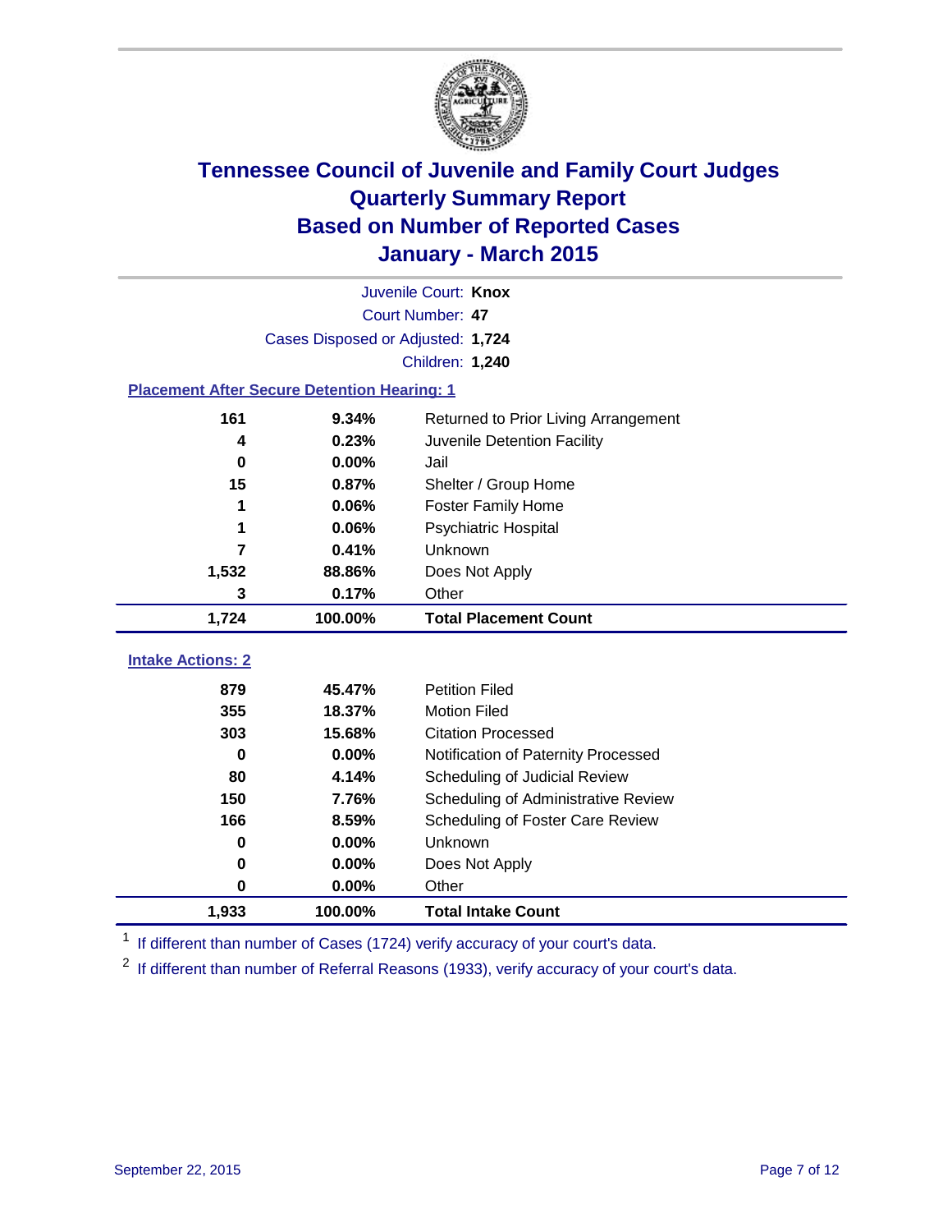# Tennessee Council of Juvenile and Family Court Judges
## Quarterly Summary Report
## Based on Number of Reported Cases
## January - March 2015

Juvenile Court: **Knox**
Court Number: **47**
Cases Disposed or Adjusted: **1,724**
Children: **1,240**

### Placement After Secure Detention Hearing: 1

| Count | Percent | Placement |
|---|---|---|
| 161 | 9.34% | Returned to Prior Living Arrangement |
| 4 | 0.23% | Juvenile Detention Facility |
| 0 | 0.00% | Jail |
| 15 | 0.87% | Shelter / Group Home |
| 1 | 0.06% | Foster Family Home |
| 1 | 0.06% | Psychiatric Hospital |
| 7 | 0.41% | Unknown |
| 1,532 | 88.86% | Does Not Apply |
| 3 | 0.17% | Other |
| **1,724** | **100.00%** | **Total Placement Count** |

### Intake Actions: 2

| Count | Percent | Action |
|---|---|---|
| 879 | 45.47% | Petition Filed |
| 355 | 18.37% | Motion Filed |
| 303 | 15.68% | Citation Processed |
| 0 | 0.00% | Notification of Paternity Processed |
| 80 | 4.14% | Scheduling of Judicial Review |
| 150 | 7.76% | Scheduling of Administrative Review |
| 166 | 8.59% | Scheduling of Foster Care Review |
| 0 | 0.00% | Unknown |
| 0 | 0.00% | Does Not Apply |
| 0 | 0.00% | Other |
| **1,933** | **100.00%** | **Total Intake Count** |

[1] If different than number of Cases (1724) verify accuracy of your court's data.

[2] If different than number of Referral Reasons (1933), verify accuracy of your court's data.

September 22, 2015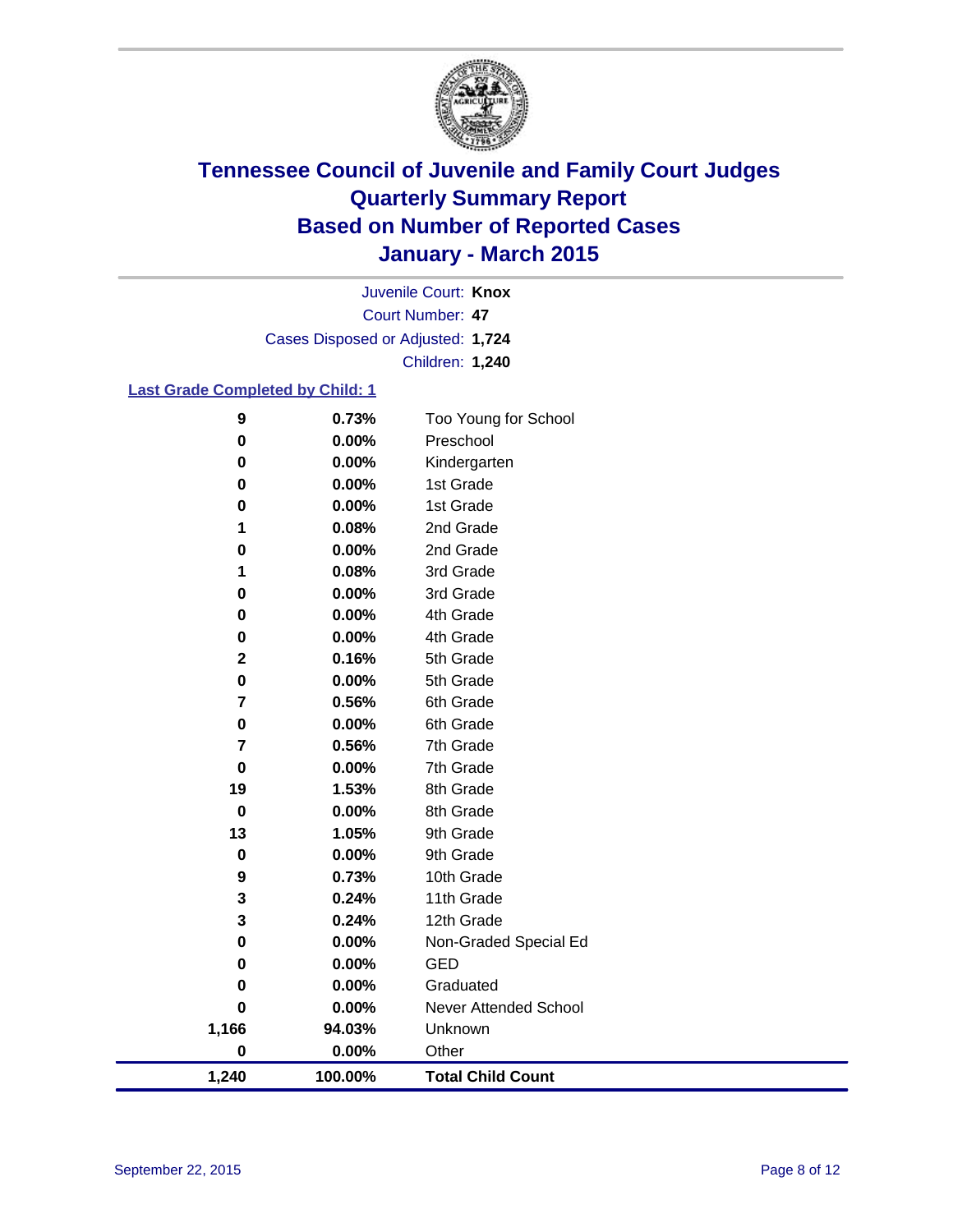# Tennessee Council of Juvenile and Family Court Judges
# Quarterly Summary Report
# Based on Number of Reported Cases
# January - March 2015

Juvenile Court: **Knox**
Court Number: **47**
Cases Disposed or Adjusted: **1,724**
Children: **1,240**

## Last Grade Completed by Child: 1

| Count | Percent | Grade |
|---|---|---|
| 9 | 0.73% | Too Young for School |
| 0 | 0.00% | Preschool |
| 0 | 0.00% | Kindergarten |
| 0 | 0.00% | 1st Grade |
| 0 | 0.00% | 1st Grade |
| 1 | 0.08% | 2nd Grade |
| 0 | 0.00% | 2nd Grade |
| 1 | 0.08% | 3rd Grade |
| 0 | 0.00% | 3rd Grade |
| 0 | 0.00% | 4th Grade |
| 0 | 0.00% | 4th Grade |
| 2 | 0.16% | 5th Grade |
| 0 | 0.00% | 5th Grade |
| 7 | 0.56% | 6th Grade |
| 0 | 0.00% | 6th Grade |
| 7 | 0.56% | 7th Grade |
| 0 | 0.00% | 7th Grade |
| 19 | 1.53% | 8th Grade |
| 0 | 0.00% | 8th Grade |
| 13 | 1.05% | 9th Grade |
| 0 | 0.00% | 9th Grade |
| 9 | 0.73% | 10th Grade |
| 3 | 0.24% | 11th Grade |
| 3 | 0.24% | 12th Grade |
| 0 | 0.00% | Non-Graded Special Ed |
| 0 | 0.00% | GED |
| 0 | 0.00% | Graduated |
| 0 | 0.00% | Never Attended School |
| 1,166 | 94.03% | Unknown |
| 0 | 0.00% | Other |
| **1,240** | **100.00%** | **Total Child Count** |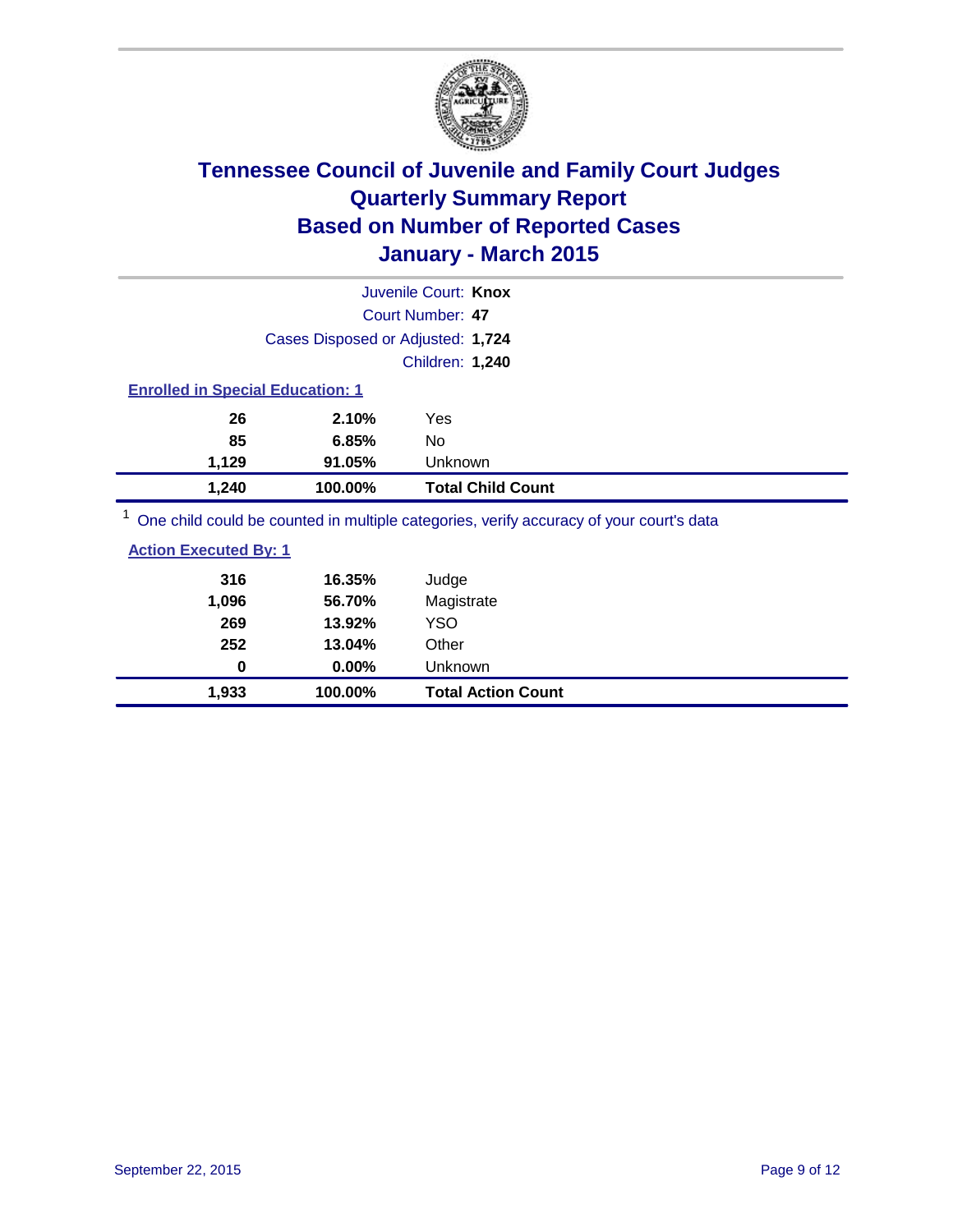# Tennessee Council of Juvenile and Family Court Judges
# Quarterly Summary Report
# Based on Number of Reported Cases
# January - March 2015

Juvenile Court: **Knox**

Court Number: **47**

Cases Disposed or Adjusted: **1,724**

Children: **1,240**

**Enrolled in Special Education: 1**

| Count | Percent | Category |
|---|---|---|
| 26 | 2.10% | Yes |
| 85 | 6.85% | No |
| 1,129 | 91.05% | Unknown |
| **1,240** | **100.00%** | **Total Child Count** |

[1] One child could be counted in multiple categories, verify accuracy of your court's data

**Action Executed By: 1**

| Count | Percent | Category |
|---|---|---|
| 316 | 16.35% | Judge |
| 1,096 | 56.70% | Magistrate |
| 269 | 13.92% | YSO |
| 252 | 13.04% | Other |
| 0 | 0.00% | Unknown |
| **1,933** | **100.00%** | **Total Action Count** |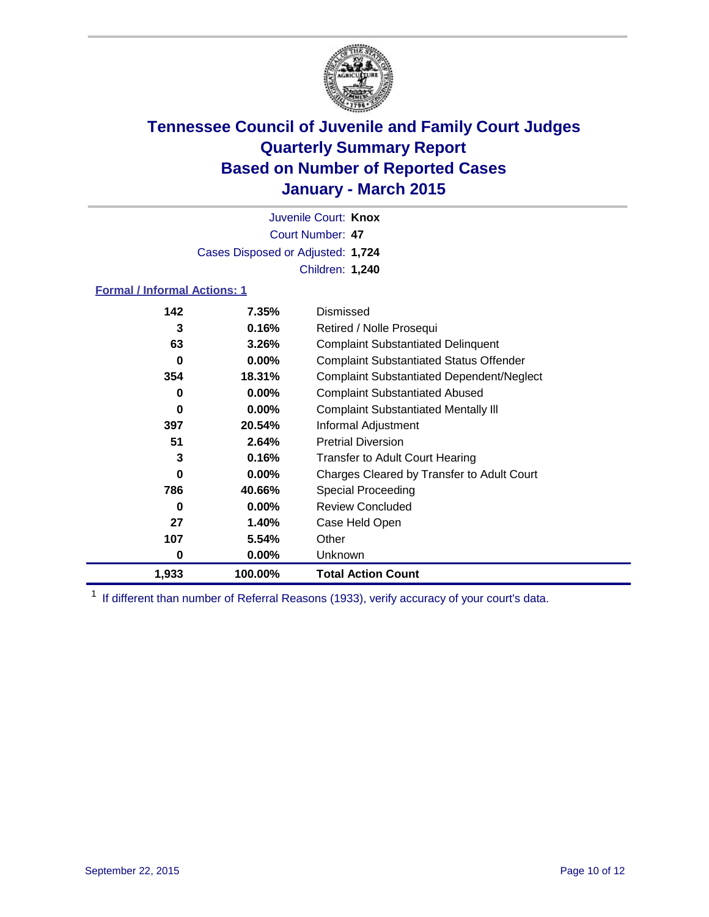# Tennessee Council of Juvenile and Family Court Judges
## Quarterly Summary Report
## Based on Number of Reported Cases
## January - March 2015

Juvenile Court: **Knox**

Court Number: **47**

Cases Disposed or Adjusted: **1,724**

Children: **1,240**

### Formal / Informal Actions: 1

| Count | Percent | Action |
|---|---|---|
| 142 | 7.35% | Dismissed |
| 3 | 0.16% | Retired / Nolle Prosequi |
| 63 | 3.26% | Complaint Substantiated Delinquent |
| 0 | 0.00% | Complaint Substantiated Status Offender |
| 354 | 18.31% | Complaint Substantiated Dependent/Neglect |
| 0 | 0.00% | Complaint Substantiated Abused |
| 0 | 0.00% | Complaint Substantiated Mentally Ill |
| 397 | 20.54% | Informal Adjustment |
| 51 | 2.64% | Pretrial Diversion |
| 3 | 0.16% | Transfer to Adult Court Hearing |
| 0 | 0.00% | Charges Cleared by Transfer to Adult Court |
| 786 | 40.66% | Special Proceeding |
| 0 | 0.00% | Review Concluded |
| 27 | 1.40% | Case Held Open |
| 107 | 5.54% | Other |
| 0 | 0.00% | Unknown |
| **1,933** | **100.00%** | **Total Action Count** |

[1] If different than number of Referral Reasons (1933), verify accuracy of your court's data.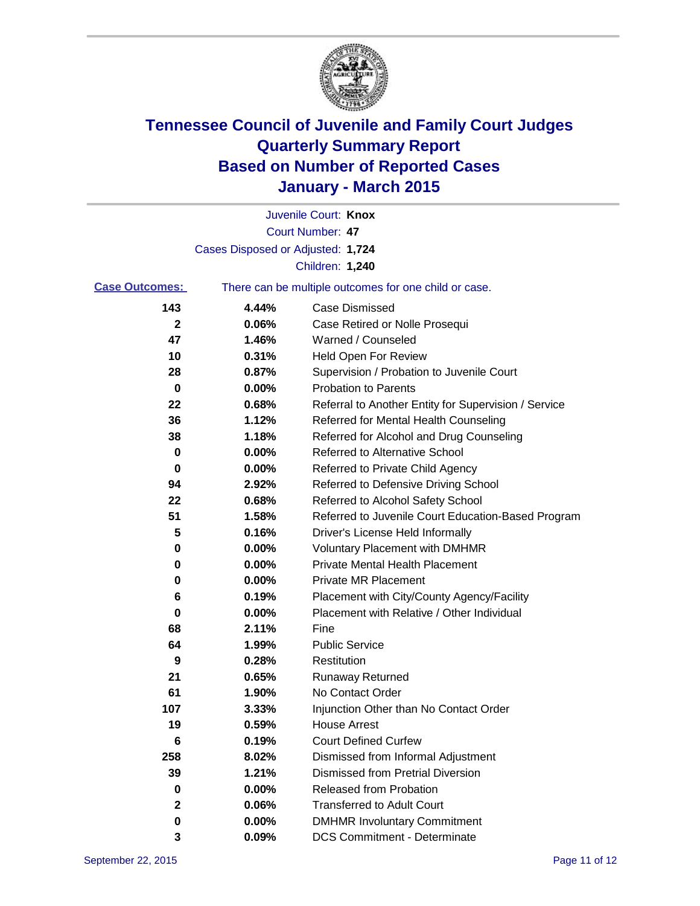# Tennessee Council of Juvenile and Family Court Judges
# Quarterly Summary Report
# Based on Number of Reported Cases
# January - March 2015

Juvenile Court: **Knox**
Court Number: **47**
Cases Disposed or Adjusted: **1,724**
Children: **1,240**

**Case Outcomes:** There can be multiple outcomes for one child or case.

| | | |
|---|---|---|
| **143** | **4.44%** | Case Dismissed |
| **2** | **0.06%** | Case Retired or Nolle Prosequi |
| **47** | **1.46%** | Warned / Counseled |
| **10** | **0.31%** | Held Open For Review |
| **28** | **0.87%** | Supervision / Probation to Juvenile Court |
| **0** | **0.00%** | Probation to Parents |
| **22** | **0.68%** | Referral to Another Entity for Supervision / Service |
| **36** | **1.12%** | Referred for Mental Health Counseling |
| **38** | **1.18%** | Referred for Alcohol and Drug Counseling |
| **0** | **0.00%** | Referred to Alternative School |
| **0** | **0.00%** | Referred to Private Child Agency |
| **94** | **2.92%** | Referred to Defensive Driving School |
| **22** | **0.68%** | Referred to Alcohol Safety School |
| **51** | **1.58%** | Referred to Juvenile Court Education-Based Program |
| **5** | **0.16%** | Driver's License Held Informally |
| **0** | **0.00%** | Voluntary Placement with DMHMR |
| **0** | **0.00%** | Private Mental Health Placement |
| **0** | **0.00%** | Private MR Placement |
| **6** | **0.19%** | Placement with City/County Agency/Facility |
| **0** | **0.00%** | Placement with Relative / Other Individual |
| **68** | **2.11%** | Fine |
| **64** | **1.99%** | Public Service |
| **9** | **0.28%** | Restitution |
| **21** | **0.65%** | Runaway Returned |
| **61** | **1.90%** | No Contact Order |
| **107** | **3.33%** | Injunction Other than No Contact Order |
| **19** | **0.59%** | House Arrest |
| **6** | **0.19%** | Court Defined Curfew |
| **258** | **8.02%** | Dismissed from Informal Adjustment |
| **39** | **1.21%** | Dismissed from Pretrial Diversion |
| **0** | **0.00%** | Released from Probation |
| **2** | **0.06%** | Transferred to Adult Court |
| **0** | **0.00%** | DMHMR Involuntary Commitment |
| **3** | **0.09%** | DCS Commitment - Determinate |

September 22, 2015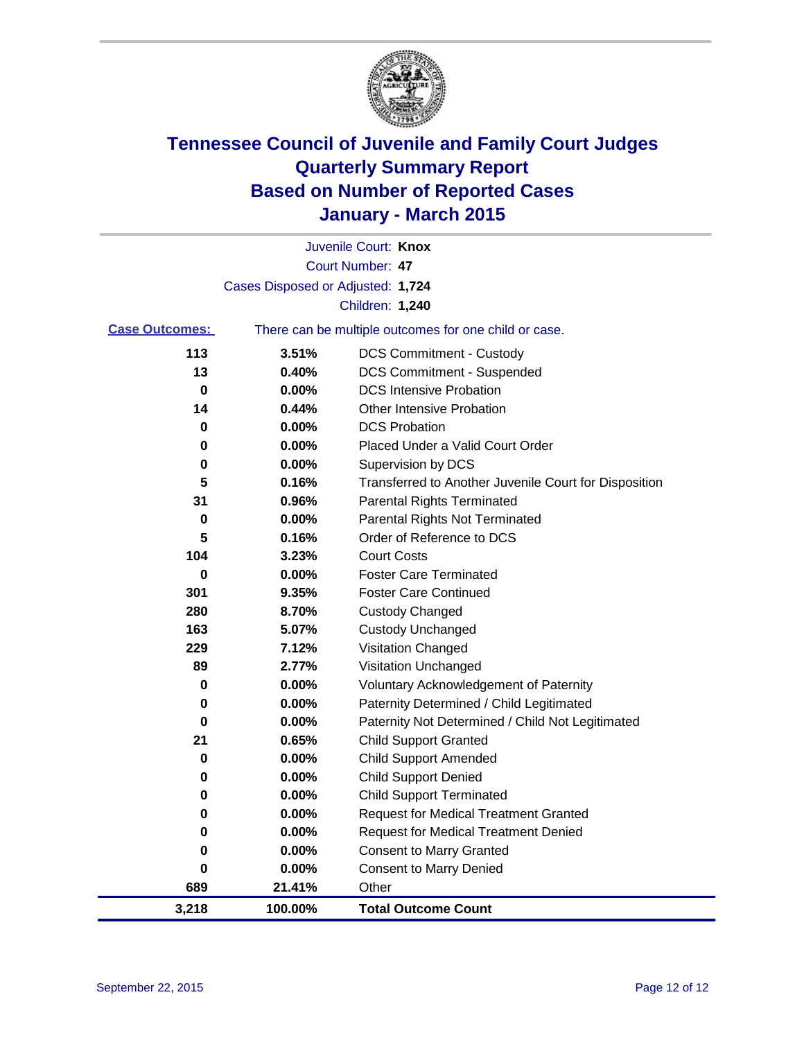# Tennessee Council of Juvenile and Family Court Judges
# Quarterly Summary Report
# Based on Number of Reported Cases
# January - March 2015

Juvenile Court: **Knox**

Court Number: **47**

Cases Disposed or Adjusted: **1,724**

Children: **1,240**

**Case Outcomes:** There can be multiple outcomes for one child or case.

| | | |
|---|---|---|
| 113 | 3.51% | DCS Commitment - Custody |
| 13 | 0.40% | DCS Commitment - Suspended |
| 0 | 0.00% | DCS Intensive Probation |
| 14 | 0.44% | Other Intensive Probation |
| 0 | 0.00% | DCS Probation |
| 0 | 0.00% | Placed Under a Valid Court Order |
| 0 | 0.00% | Supervision by DCS |
| 5 | 0.16% | Transferred to Another Juvenile Court for Disposition |
| 31 | 0.96% | Parental Rights Terminated |
| 0 | 0.00% | Parental Rights Not Terminated |
| 5 | 0.16% | Order of Reference to DCS |
| 104 | 3.23% | Court Costs |
| 0 | 0.00% | Foster Care Terminated |
| 301 | 9.35% | Foster Care Continued |
| 280 | 8.70% | Custody Changed |
| 163 | 5.07% | Custody Unchanged |
| 229 | 7.12% | Visitation Changed |
| 89 | 2.77% | Visitation Unchanged |
| 0 | 0.00% | Voluntary Acknowledgement of Paternity |
| 0 | 0.00% | Paternity Determined / Child Legitimated |
| 0 | 0.00% | Paternity Not Determined / Child Not Legitimated |
| 21 | 0.65% | Child Support Granted |
| 0 | 0.00% | Child Support Amended |
| 0 | 0.00% | Child Support Denied |
| 0 | 0.00% | Child Support Terminated |
| 0 | 0.00% | Request for Medical Treatment Granted |
| 0 | 0.00% | Request for Medical Treatment Denied |
| 0 | 0.00% | Consent to Marry Granted |
| 0 | 0.00% | Consent to Marry Denied |
| 689 | 21.41% | Other |
| **3,218** | **100.00%** | **Total Outcome Count** |